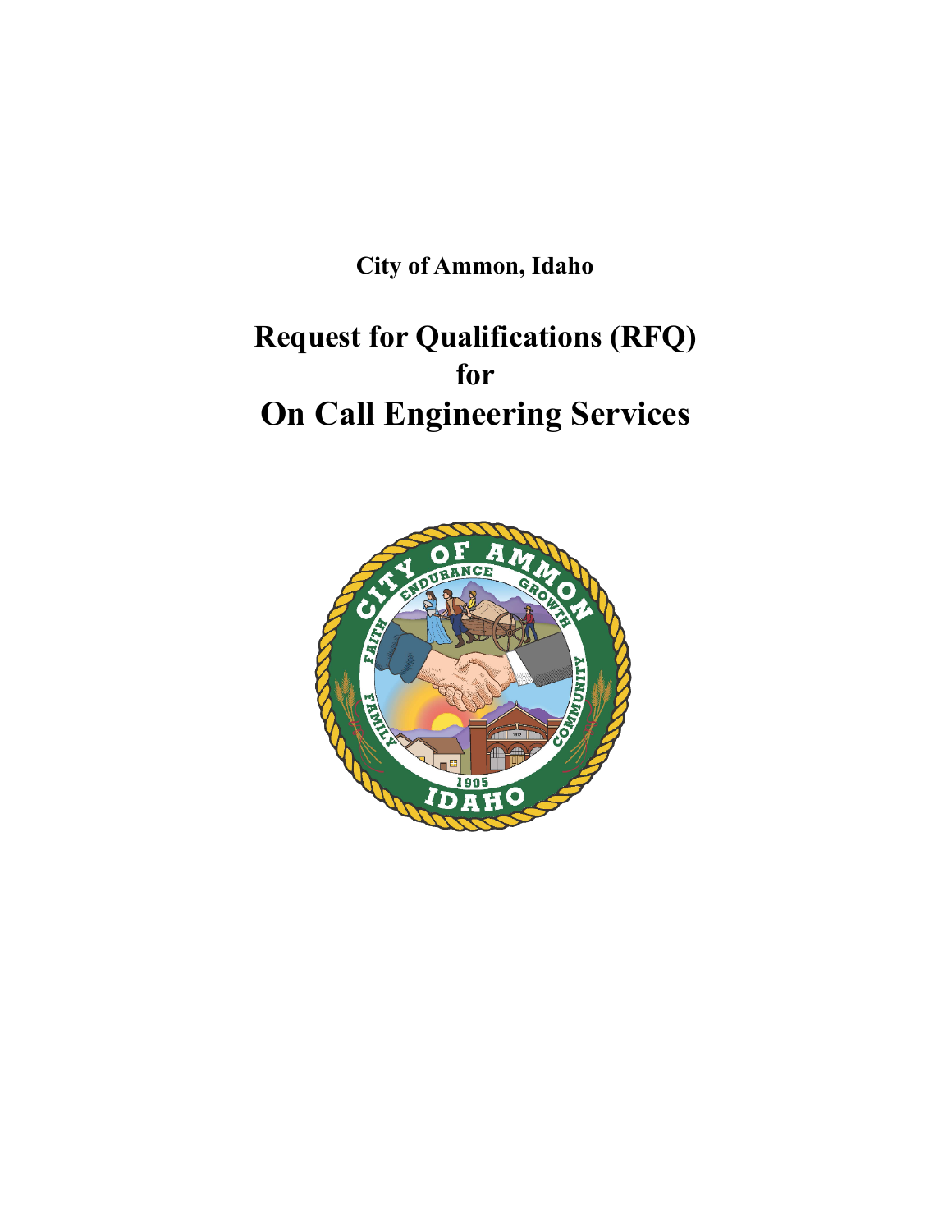**City of Ammon, Idaho**

# Request for Qualifications (RFQ) for On Call Engineering Services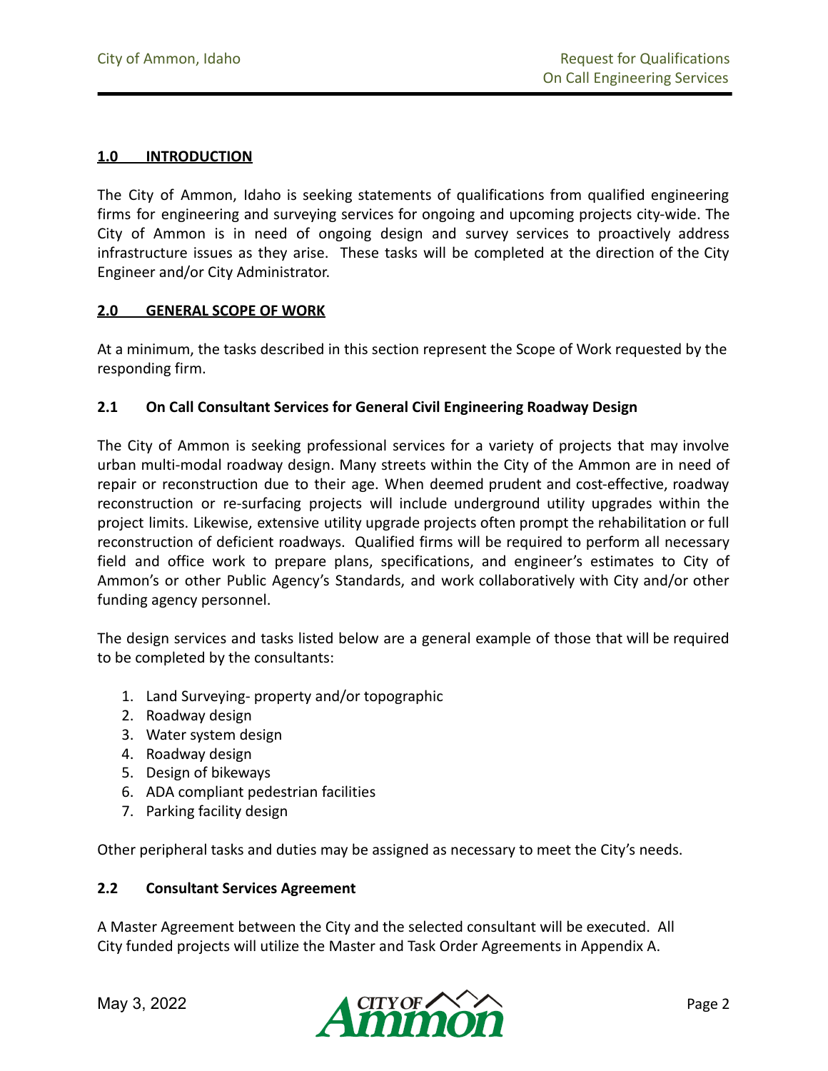## 1.0 INTRODUCTION

The City of Ammon, Idaho is seeking statements of qualifications from qualified engineering firms for engineering and surveying services for ongoing and upcoming projects city-wide. The City of Ammon is in need of ongoing design and survey services to proactively address infrastructure issues as they arise. These tasks will be completed at the direction of the City Engineer and/or City Administrator.

## 2.0 GENERAL SCOPE OF WORK

At a minimum, the tasks described in this section represent the Scope of Work requested by the responding firm.

### 2.1 On Call Consultant Services for General Civil Engineering Roadway Design

The City of Ammon is seeking professional services for a variety of projects that may involve urban multi-modal roadway design. Many streets within the City of the Ammon are in need of repair or reconstruction due to their age. When deemed prudent and cost-effective, roadway reconstruction or re-surfacing projects will include underground utility upgrades within the project limits. Likewise, extensive utility upgrade projects often prompt the rehabilitation or full reconstruction of deficient roadways. Qualified firms will be required to perform all necessary field and office work to prepare plans, specifications, and engineer's estimates to City of Ammon's or other Public Agency's Standards, and work collaboratively with City and/or other funding agency personnel.

The design services and tasks listed below are a general example of those that will be required to be completed by the consultants:

1. Land Surveying- property and/or topographic
2. Roadway design
3. Water system design
4. Roadway design
5. Design of bikeways
6. ADA compliant pedestrian facilities
7. Parking facility design

Other peripheral tasks and duties may be assigned as necessary to meet the City's needs.

### 2.2 Consultant Services Agreement

A Master Agreement between the City and the selected consultant will be executed. All City funded projects will utilize the Master and Task Order Agreements in Appendix A.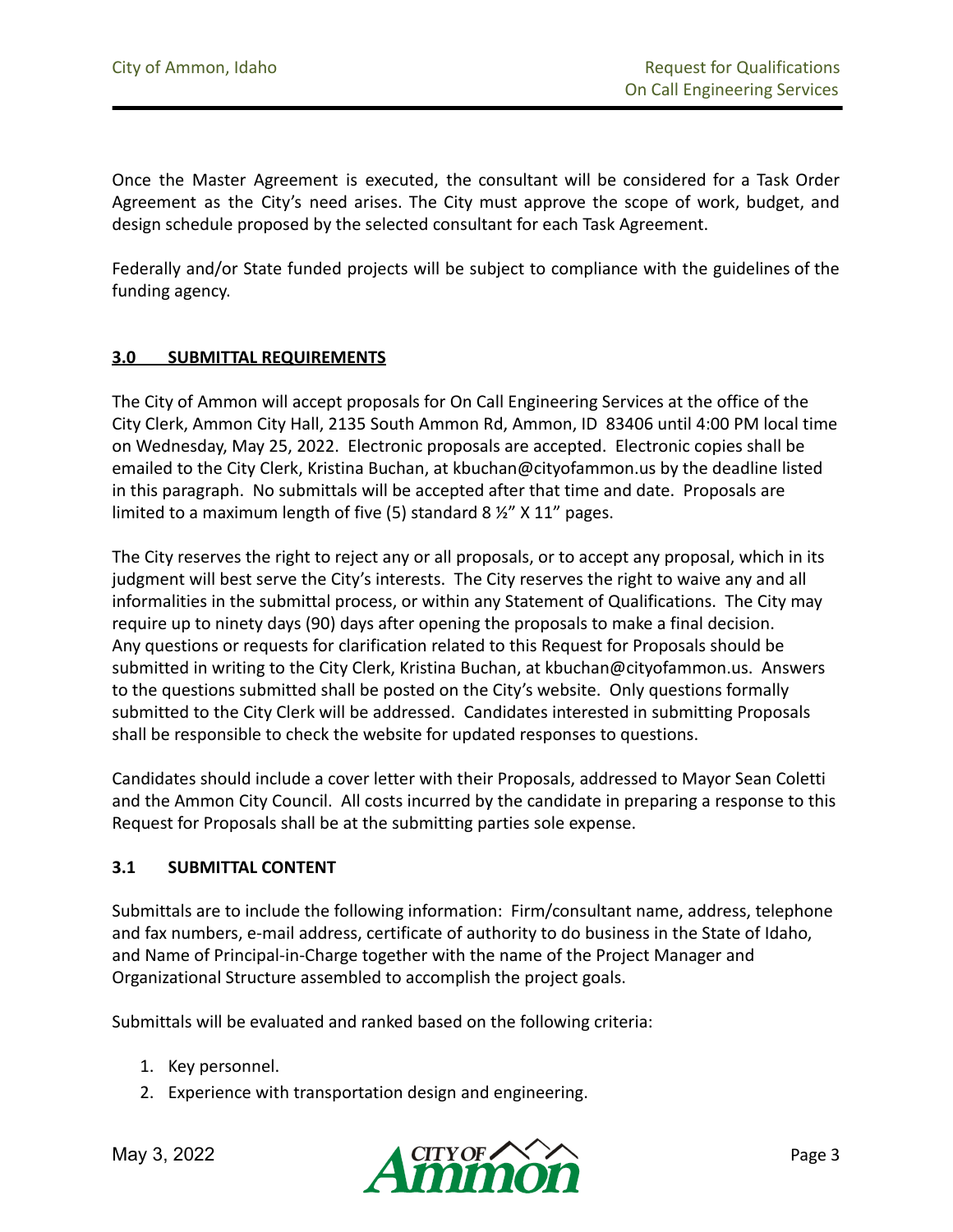Once the Master Agreement is executed, the consultant will be considered for a Task Order Agreement as the City's need arises. The City must approve the scope of work, budget, and design schedule proposed by the selected consultant for each Task Agreement.

Federally and/or State funded projects will be subject to compliance with the guidelines of the funding agency.

## **3.0 SUBMITTAL REQUIREMENTS**

The City of Ammon will accept proposals for On Call Engineering Services at the office of the City Clerk, Ammon City Hall, 2135 South Ammon Rd, Ammon, ID 83406 until 4:00 PM local time on Wednesday, May 25, 2022. Electronic proposals are accepted. Electronic copies shall be emailed to the City Clerk, Kristina Buchan, at kbuchan@cityofammon.us by the deadline listed in this paragraph. No submittals will be accepted after that time and date. Proposals are limited to a maximum length of five (5) standard 8 ½" X 11" pages.

The City reserves the right to reject any or all proposals, or to accept any proposal, which in its judgment will best serve the City's interests. The City reserves the right to waive any and all informalities in the submittal process, or within any Statement of Qualifications. The City may require up to ninety days (90) days after opening the proposals to make a final decision. Any questions or requests for clarification related to this Request for Proposals should be submitted in writing to the City Clerk, Kristina Buchan, at kbuchan@cityofammon.us. Answers to the questions submitted shall be posted on the City's website. Only questions formally submitted to the City Clerk will be addressed. Candidates interested in submitting Proposals shall be responsible to check the website for updated responses to questions.

Candidates should include a cover letter with their Proposals, addressed to Mayor Sean Coletti and the Ammon City Council. All costs incurred by the candidate in preparing a response to this Request for Proposals shall be at the submitting parties sole expense.

### **3.1 SUBMITTAL CONTENT**

Submittals are to include the following information: Firm/consultant name, address, telephone and fax numbers, e-mail address, certificate of authority to do business in the State of Idaho, and Name of Principal-in-Charge together with the name of the Project Manager and Organizational Structure assembled to accomplish the project goals.

Submittals will be evaluated and ranked based on the following criteria:

1. Key personnel.
2. Experience with transportation design and engineering.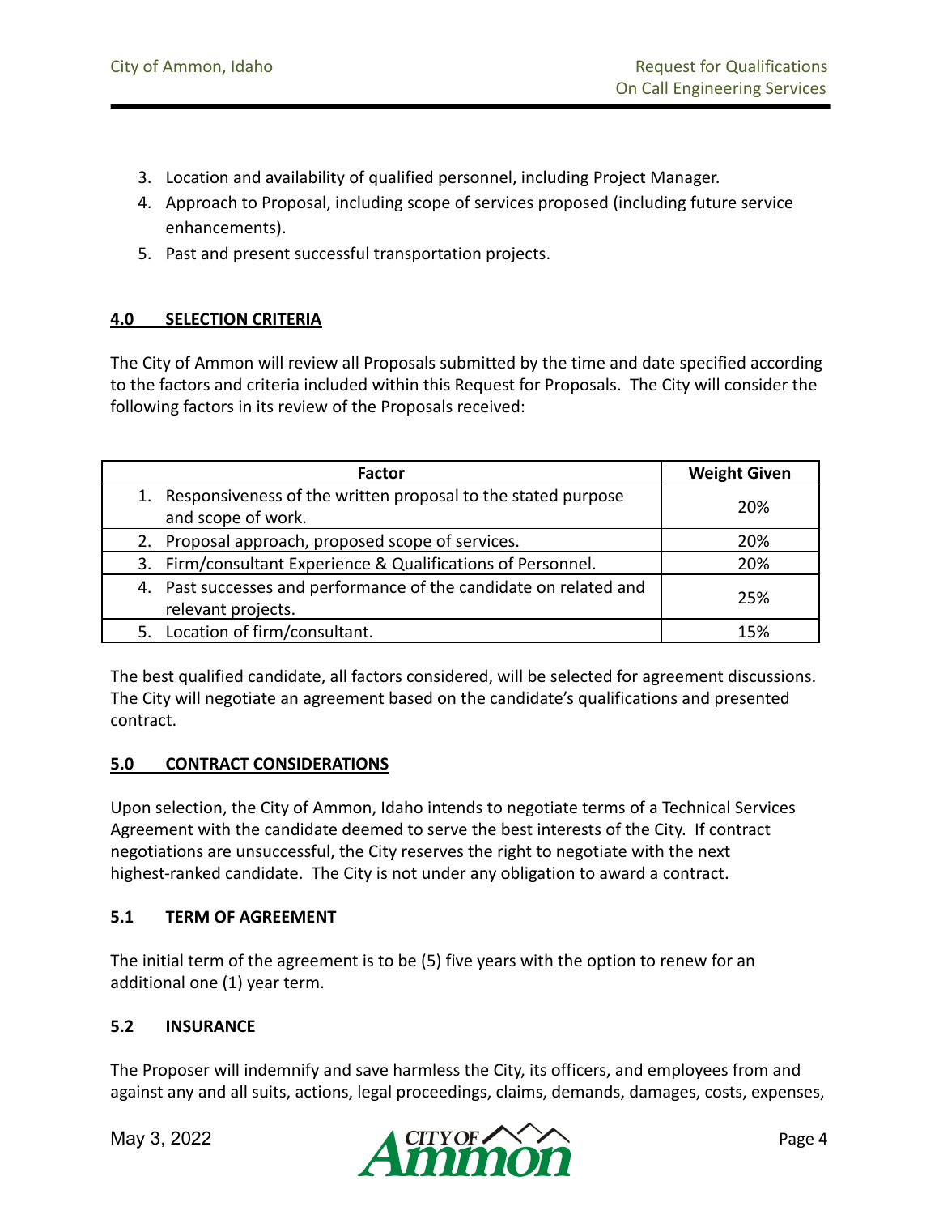3. Location and availability of qualified personnel, including Project Manager.
4. Approach to Proposal, including scope of services proposed (including future service enhancements).
5. Past and present successful transportation projects.

## 4.0 SELECTION CRITERIA

The City of Ammon will review all Proposals submitted by the time and date specified according to the factors and criteria included within this Request for Proposals. The City will consider the following factors in its review of the Proposals received:

| Factor | Weight Given |
|---|---|
| 1. Responsiveness of the written proposal to the stated purpose and scope of work. | 20% |
| 2. Proposal approach, proposed scope of services. | 20% |
| 3. Firm/consultant Experience & Qualifications of Personnel. | 20% |
| 4. Past successes and performance of the candidate on related and relevant projects. | 25% |
| 5. Location of firm/consultant. | 15% |

The best qualified candidate, all factors considered, will be selected for agreement discussions. The City will negotiate an agreement based on the candidate's qualifications and presented contract.

## 5.0 CONTRACT CONSIDERATIONS

Upon selection, the City of Ammon, Idaho intends to negotiate terms of a Technical Services Agreement with the candidate deemed to serve the best interests of the City. If contract negotiations are unsuccessful, the City reserves the right to negotiate with the next highest-ranked candidate. The City is not under any obligation to award a contract.

### 5.1 TERM OF AGREEMENT

The initial term of the agreement is to be (5) five years with the option to renew for an additional one (1) year term.

### 5.2 INSURANCE

The Proposer will indemnify and save harmless the City, its officers, and employees from and against any and all suits, actions, legal proceedings, claims, demands, damages, costs, expenses,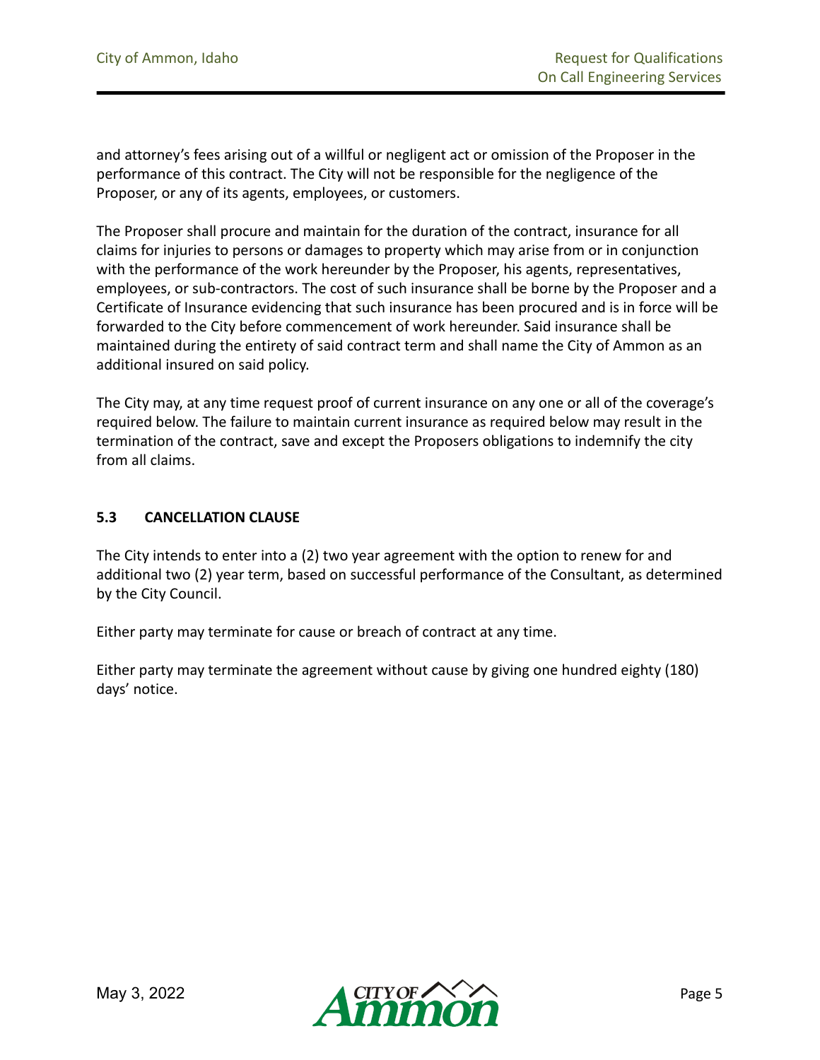and attorney's fees arising out of a willful or negligent act or omission of the Proposer in the performance of this contract. The City will not be responsible for the negligence of the Proposer, or any of its agents, employees, or customers.

The Proposer shall procure and maintain for the duration of the contract, insurance for all claims for injuries to persons or damages to property which may arise from or in conjunction with the performance of the work hereunder by the Proposer, his agents, representatives, employees, or sub-contractors. The cost of such insurance shall be borne by the Proposer and a Certificate of Insurance evidencing that such insurance has been procured and is in force will be forwarded to the City before commencement of work hereunder. Said insurance shall be maintained during the entirety of said contract term and shall name the City of Ammon as an additional insured on said policy.

The City may, at any time request proof of current insurance on any one or all of the coverage's required below. The failure to maintain current insurance as required below may result in the termination of the contract, save and except the Proposers obligations to indemnify the city from all claims.

### 5.3 CANCELLATION CLAUSE

The City intends to enter into a (2) two year agreement with the option to renew for and additional two (2) year term, based on successful performance of the Consultant, as determined by the City Council.

Either party may terminate for cause or breach of contract at any time.

Either party may terminate the agreement without cause by giving one hundred eighty (180) days' notice.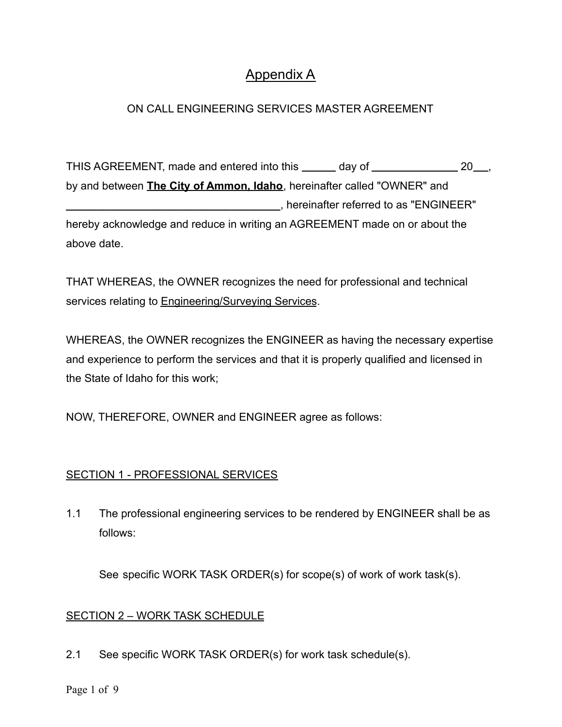# Appendix A

ON CALL ENGINEERING SERVICES MASTER AGREEMENT

THIS AGREEMENT, made and entered into this ______ day of ______________ 20___, by and between **The City of Ammon, Idaho**, hereinafter called "OWNER" and ____________________________________, hereinafter referred to as "ENGINEER" hereby acknowledge and reduce in writing an AGREEMENT made on or about the above date.

THAT WHEREAS, the OWNER recognizes the need for professional and technical services relating to Engineering/Surveying Services.

WHEREAS, the OWNER recognizes the ENGINEER as having the necessary expertise and experience to perform the services and that it is properly qualified and licensed in the State of Idaho for this work;

NOW, THEREFORE, OWNER and ENGINEER agree as follows:

## SECTION 1 - PROFESSIONAL SERVICES

1.1 The professional engineering services to be rendered by ENGINEER shall be as follows:

See specific WORK TASK ORDER(s) for scope(s) of work of work task(s).

## SECTION 2 – WORK TASK SCHEDULE

2.1 See specific WORK TASK ORDER(s) for work task schedule(s).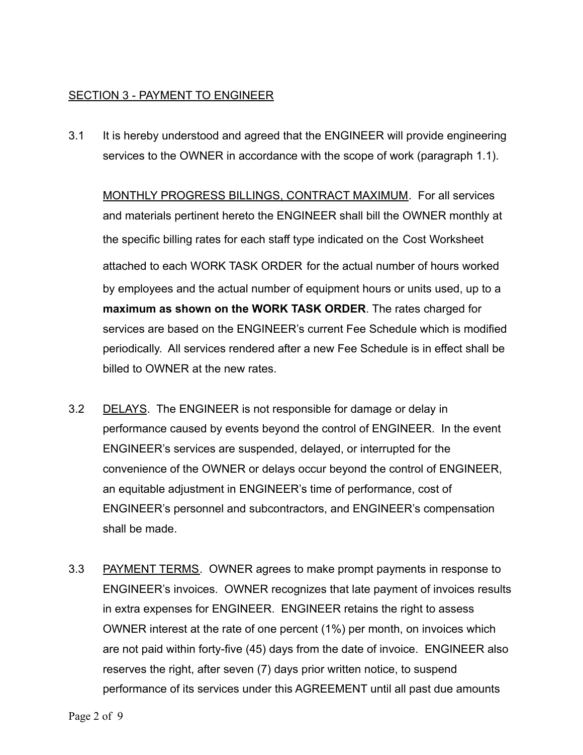SECTION 3 - PAYMENT TO ENGINEER

3.1 It is hereby understood and agreed that the ENGINEER will provide engineering services to the OWNER in accordance with the scope of work (paragraph 1.1).

MONTHLY PROGRESS BILLINGS, CONTRACT MAXIMUM. For all services and materials pertinent hereto the ENGINEER shall bill the OWNER monthly at the specific billing rates for each staff type indicated on the Cost Worksheet attached to each WORK TASK ORDER for the actual number of hours worked by employees and the actual number of equipment hours or units used, up to a **maximum as shown on the WORK TASK ORDER**. The rates charged for services are based on the ENGINEER's current Fee Schedule which is modified periodically. All services rendered after a new Fee Schedule is in effect shall be billed to OWNER at the new rates.

3.2 DELAYS. The ENGINEER is not responsible for damage or delay in performance caused by events beyond the control of ENGINEER. In the event ENGINEER's services are suspended, delayed, or interrupted for the convenience of the OWNER or delays occur beyond the control of ENGINEER, an equitable adjustment in ENGINEER's time of performance, cost of ENGINEER's personnel and subcontractors, and ENGINEER's compensation shall be made.

3.3 PAYMENT TERMS. OWNER agrees to make prompt payments in response to ENGINEER's invoices. OWNER recognizes that late payment of invoices results in extra expenses for ENGINEER. ENGINEER retains the right to assess OWNER interest at the rate of one percent (1%) per month, on invoices which are not paid within forty-five (45) days from the date of invoice. ENGINEER also reserves the right, after seven (7) days prior written notice, to suspend performance of its services under this AGREEMENT until all past due amounts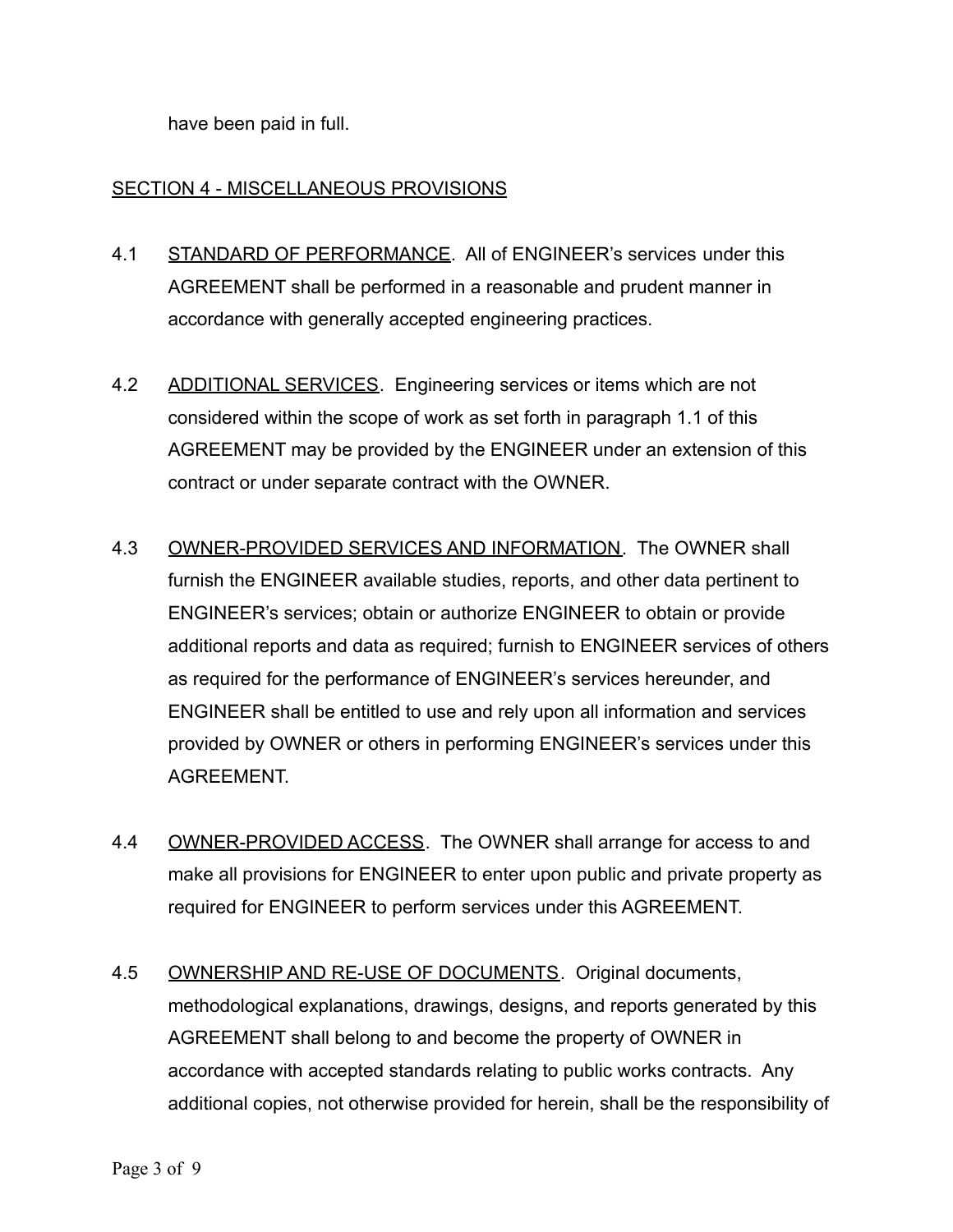have been paid in full.

## SECTION 4 - MISCELLANEOUS PROVISIONS

4.1 STANDARD OF PERFORMANCE. All of ENGINEER's services under this AGREEMENT shall be performed in a reasonable and prudent manner in accordance with generally accepted engineering practices.

4.2 ADDITIONAL SERVICES. Engineering services or items which are not considered within the scope of work as set forth in paragraph 1.1 of this AGREEMENT may be provided by the ENGINEER under an extension of this contract or under separate contract with the OWNER.

4.3 OWNER-PROVIDED SERVICES AND INFORMATION. The OWNER shall furnish the ENGINEER available studies, reports, and other data pertinent to ENGINEER's services; obtain or authorize ENGINEER to obtain or provide additional reports and data as required; furnish to ENGINEER services of others as required for the performance of ENGINEER's services hereunder, and ENGINEER shall be entitled to use and rely upon all information and services provided by OWNER or others in performing ENGINEER's services under this AGREEMENT.

4.4 OWNER-PROVIDED ACCESS. The OWNER shall arrange for access to and make all provisions for ENGINEER to enter upon public and private property as required for ENGINEER to perform services under this AGREEMENT.

4.5 OWNERSHIP AND RE-USE OF DOCUMENTS. Original documents, methodological explanations, drawings, designs, and reports generated by this AGREEMENT shall belong to and become the property of OWNER in accordance with accepted standards relating to public works contracts. Any additional copies, not otherwise provided for herein, shall be the responsibility of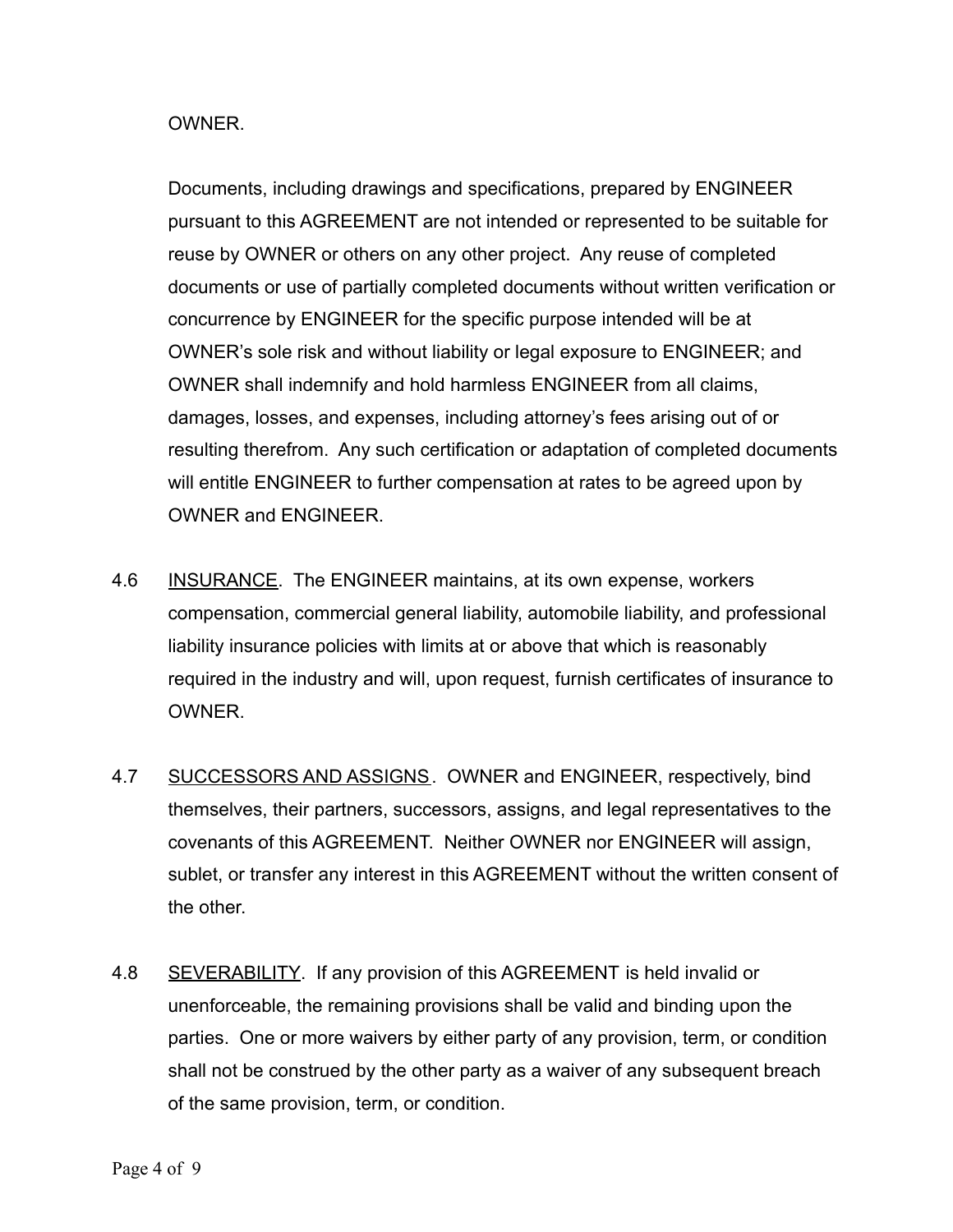OWNER.

Documents, including drawings and specifications, prepared by ENGINEER pursuant to this AGREEMENT are not intended or represented to be suitable for reuse by OWNER or others on any other project. Any reuse of completed documents or use of partially completed documents without written verification or concurrence by ENGINEER for the specific purpose intended will be at OWNER's sole risk and without liability or legal exposure to ENGINEER; and OWNER shall indemnify and hold harmless ENGINEER from all claims, damages, losses, and expenses, including attorney's fees arising out of or resulting therefrom. Any such certification or adaptation of completed documents will entitle ENGINEER to further compensation at rates to be agreed upon by OWNER and ENGINEER.

4.6 INSURANCE. The ENGINEER maintains, at its own expense, workers compensation, commercial general liability, automobile liability, and professional liability insurance policies with limits at or above that which is reasonably required in the industry and will, upon request, furnish certificates of insurance to OWNER.

4.7 SUCCESSORS AND ASSIGNS. OWNER and ENGINEER, respectively, bind themselves, their partners, successors, assigns, and legal representatives to the covenants of this AGREEMENT. Neither OWNER nor ENGINEER will assign, sublet, or transfer any interest in this AGREEMENT without the written consent of the other.

4.8 SEVERABILITY. If any provision of this AGREEMENT is held invalid or unenforceable, the remaining provisions shall be valid and binding upon the parties. One or more waivers by either party of any provision, term, or condition shall not be construed by the other party as a waiver of any subsequent breach of the same provision, term, or condition.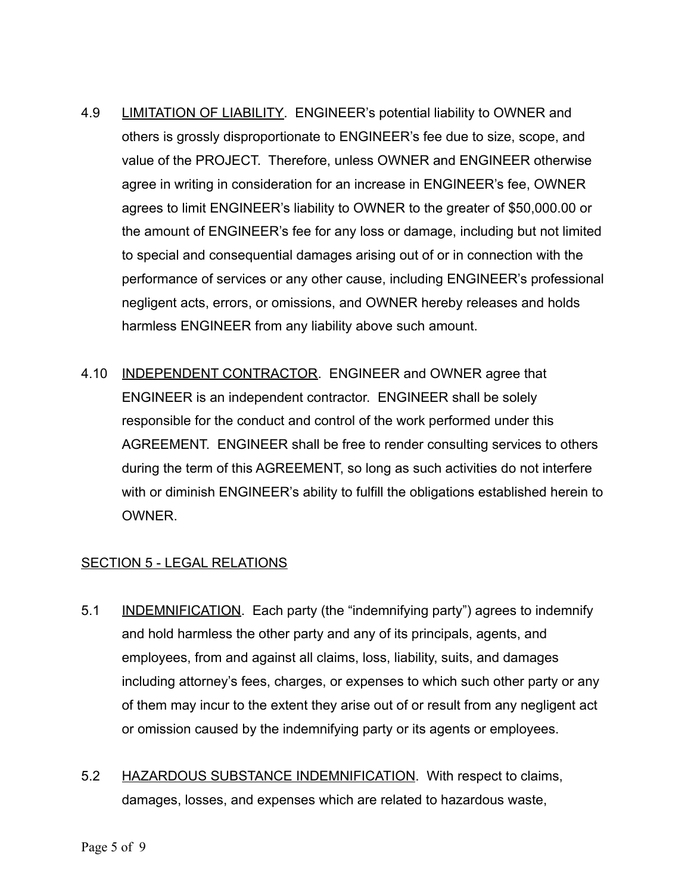4.9 LIMITATION OF LIABILITY. ENGINEER's potential liability to OWNER and others is grossly disproportionate to ENGINEER's fee due to size, scope, and value of the PROJECT. Therefore, unless OWNER and ENGINEER otherwise agree in writing in consideration for an increase in ENGINEER's fee, OWNER agrees to limit ENGINEER's liability to OWNER to the greater of $50,000.00 or the amount of ENGINEER's fee for any loss or damage, including but not limited to special and consequential damages arising out of or in connection with the performance of services or any other cause, including ENGINEER's professional negligent acts, errors, or omissions, and OWNER hereby releases and holds harmless ENGINEER from any liability above such amount.

4.10 INDEPENDENT CONTRACTOR. ENGINEER and OWNER agree that ENGINEER is an independent contractor. ENGINEER shall be solely responsible for the conduct and control of the work performed under this AGREEMENT. ENGINEER shall be free to render consulting services to others during the term of this AGREEMENT, so long as such activities do not interfere with or diminish ENGINEER's ability to fulfill the obligations established herein to OWNER.

## SECTION 5 - LEGAL RELATIONS

5.1 INDEMNIFICATION. Each party (the "indemnifying party") agrees to indemnify and hold harmless the other party and any of its principals, agents, and employees, from and against all claims, loss, liability, suits, and damages including attorney's fees, charges, or expenses to which such other party or any of them may incur to the extent they arise out of or result from any negligent act or omission caused by the indemnifying party or its agents or employees.

5.2 HAZARDOUS SUBSTANCE INDEMNIFICATION. With respect to claims, damages, losses, and expenses which are related to hazardous waste,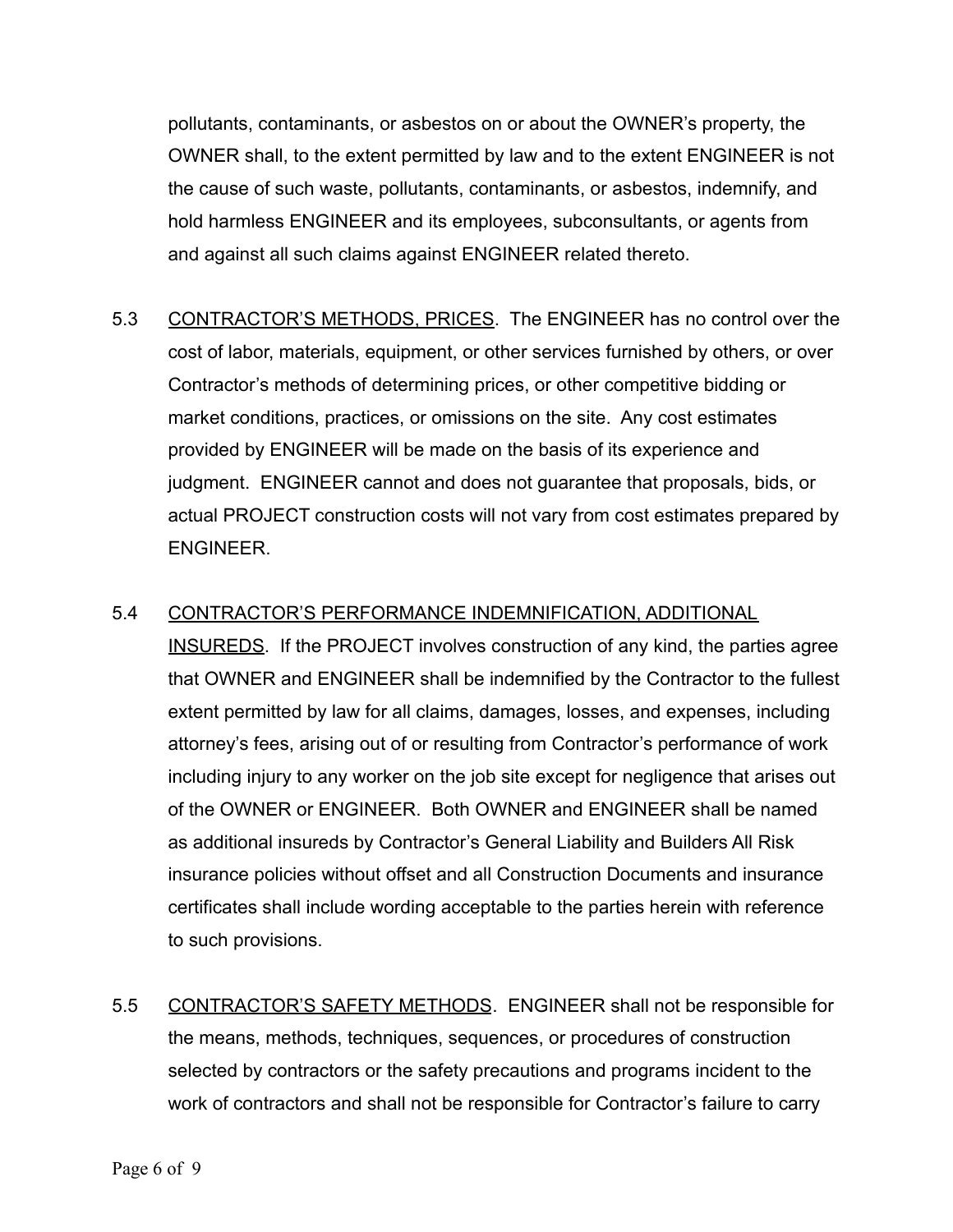pollutants, contaminants, or asbestos on or about the OWNER's property, the OWNER shall, to the extent permitted by law and to the extent ENGINEER is not the cause of such waste, pollutants, contaminants, or asbestos, indemnify, and hold harmless ENGINEER and its employees, subconsultants, or agents from and against all such claims against ENGINEER related thereto.

5.3 <u>CONTRACTOR'S METHODS, PRICES</u>. The ENGINEER has no control over the cost of labor, materials, equipment, or other services furnished by others, or over Contractor's methods of determining prices, or other competitive bidding or market conditions, practices, or omissions on the site. Any cost estimates provided by ENGINEER will be made on the basis of its experience and judgment. ENGINEER cannot and does not guarantee that proposals, bids, or actual PROJECT construction costs will not vary from cost estimates prepared by ENGINEER.

5.4 <u>CONTRACTOR'S PERFORMANCE INDEMNIFICATION, ADDITIONAL INSUREDS</u>. If the PROJECT involves construction of any kind, the parties agree that OWNER and ENGINEER shall be indemnified by the Contractor to the fullest extent permitted by law for all claims, damages, losses, and expenses, including attorney's fees, arising out of or resulting from Contractor's performance of work including injury to any worker on the job site except for negligence that arises out of the OWNER or ENGINEER. Both OWNER and ENGINEER shall be named as additional insureds by Contractor's General Liability and Builders All Risk insurance policies without offset and all Construction Documents and insurance certificates shall include wording acceptable to the parties herein with reference to such provisions.

5.5 <u>CONTRACTOR'S SAFETY METHODS</u>. ENGINEER shall not be responsible for the means, methods, techniques, sequences, or procedures of construction selected by contractors or the safety precautions and programs incident to the work of contractors and shall not be responsible for Contractor's failure to carry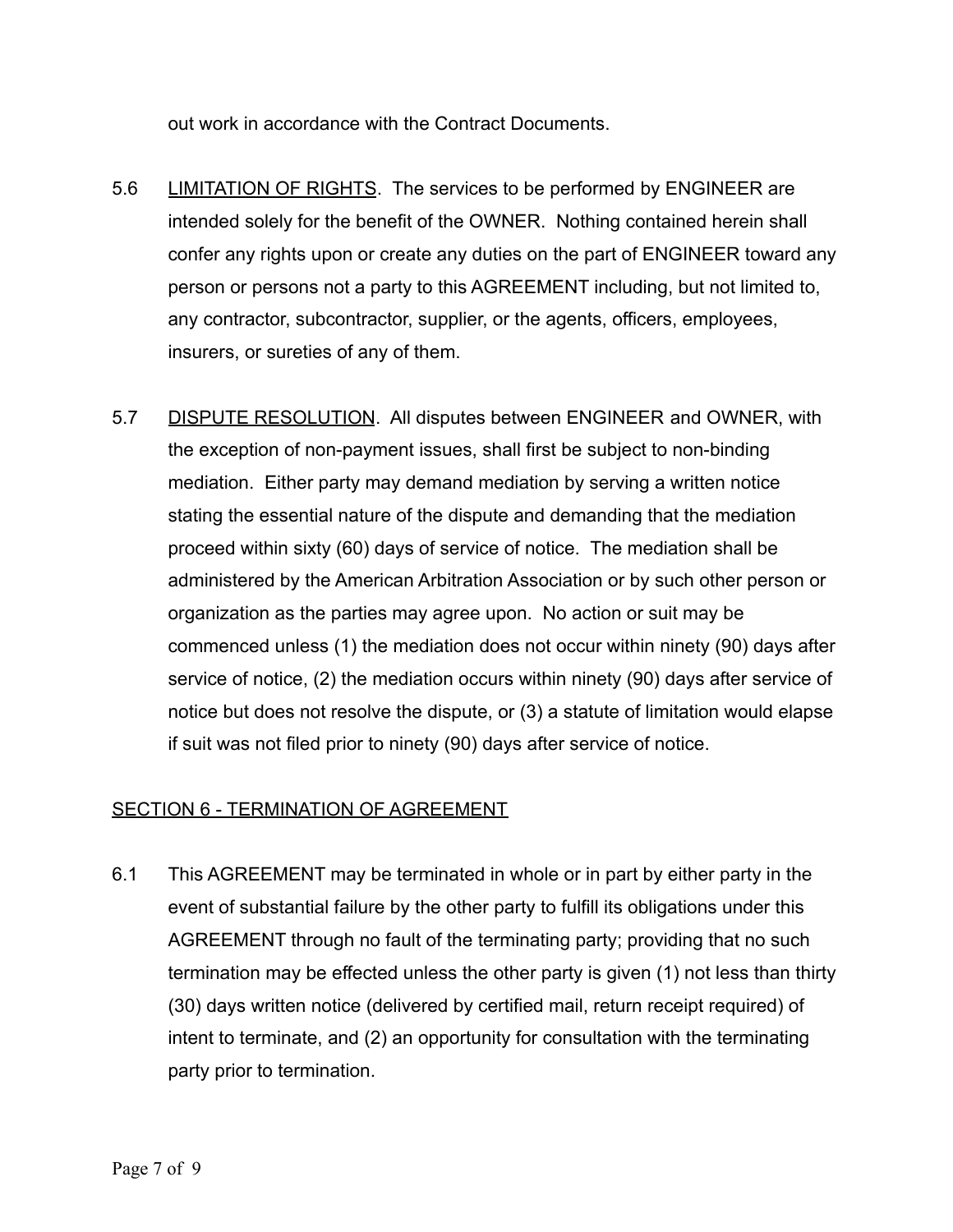out work in accordance with the Contract Documents.

5.6 LIMITATION OF RIGHTS. The services to be performed by ENGINEER are intended solely for the benefit of the OWNER. Nothing contained herein shall confer any rights upon or create any duties on the part of ENGINEER toward any person or persons not a party to this AGREEMENT including, but not limited to, any contractor, subcontractor, supplier, or the agents, officers, employees, insurers, or sureties of any of them.

5.7 DISPUTE RESOLUTION. All disputes between ENGINEER and OWNER, with the exception of non-payment issues, shall first be subject to non-binding mediation. Either party may demand mediation by serving a written notice stating the essential nature of the dispute and demanding that the mediation proceed within sixty (60) days of service of notice. The mediation shall be administered by the American Arbitration Association or by such other person or organization as the parties may agree upon. No action or suit may be commenced unless (1) the mediation does not occur within ninety (90) days after service of notice, (2) the mediation occurs within ninety (90) days after service of notice but does not resolve the dispute, or (3) a statute of limitation would elapse if suit was not filed prior to ninety (90) days after service of notice.

## SECTION 6 - TERMINATION OF AGREEMENT

6.1 This AGREEMENT may be terminated in whole or in part by either party in the event of substantial failure by the other party to fulfill its obligations under this AGREEMENT through no fault of the terminating party; providing that no such termination may be effected unless the other party is given (1) not less than thirty (30) days written notice (delivered by certified mail, return receipt required) of intent to terminate, and (2) an opportunity for consultation with the terminating party prior to termination.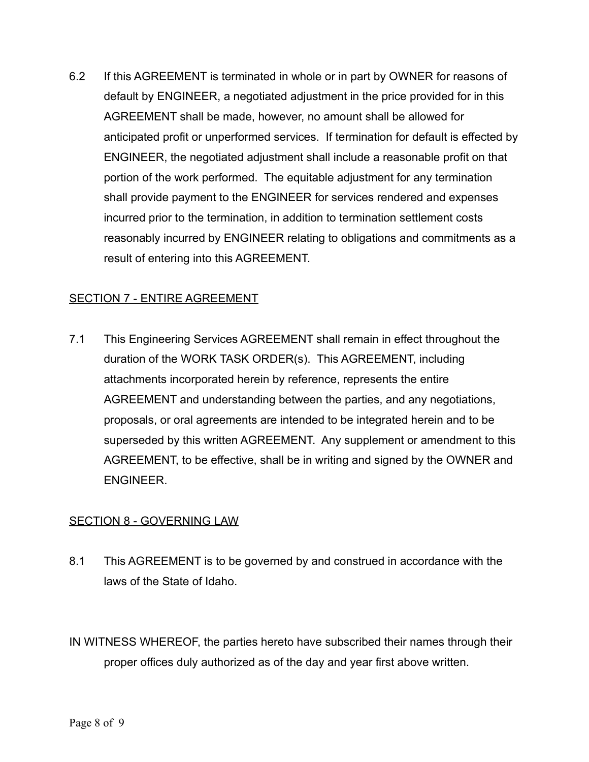6.2 If this AGREEMENT is terminated in whole or in part by OWNER for reasons of default by ENGINEER, a negotiated adjustment in the price provided for in this AGREEMENT shall be made, however, no amount shall be allowed for anticipated profit or unperformed services. If termination for default is effected by ENGINEER, the negotiated adjustment shall include a reasonable profit on that portion of the work performed. The equitable adjustment for any termination shall provide payment to the ENGINEER for services rendered and expenses incurred prior to the termination, in addition to termination settlement costs reasonably incurred by ENGINEER relating to obligations and commitments as a result of entering into this AGREEMENT.

## SECTION 7 - ENTIRE AGREEMENT

7.1 This Engineering Services AGREEMENT shall remain in effect throughout the duration of the WORK TASK ORDER(s). This AGREEMENT, including attachments incorporated herein by reference, represents the entire AGREEMENT and understanding between the parties, and any negotiations, proposals, or oral agreements are intended to be integrated herein and to be superseded by this written AGREEMENT. Any supplement or amendment to this AGREEMENT, to be effective, shall be in writing and signed by the OWNER and ENGINEER.

## SECTION 8 - GOVERNING LAW

8.1 This AGREEMENT is to be governed by and construed in accordance with the laws of the State of Idaho.

IN WITNESS WHEREOF, the parties hereto have subscribed their names through their proper offices duly authorized as of the day and year first above written.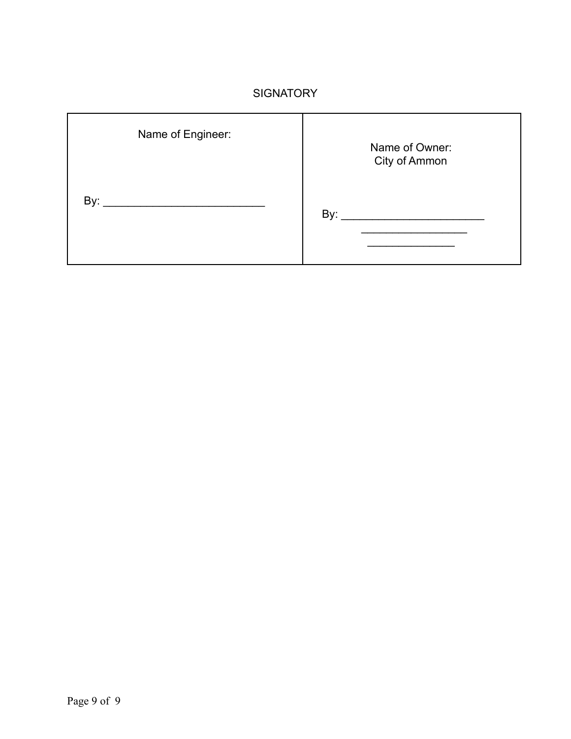SIGNATORY

| | |
|---|---|
| Name of Engineer:<br><br>By: ___________________________ | Name of Owner:<br>City of Ammon<br><br>By: ________________________<br>__________________<br>_______________ |